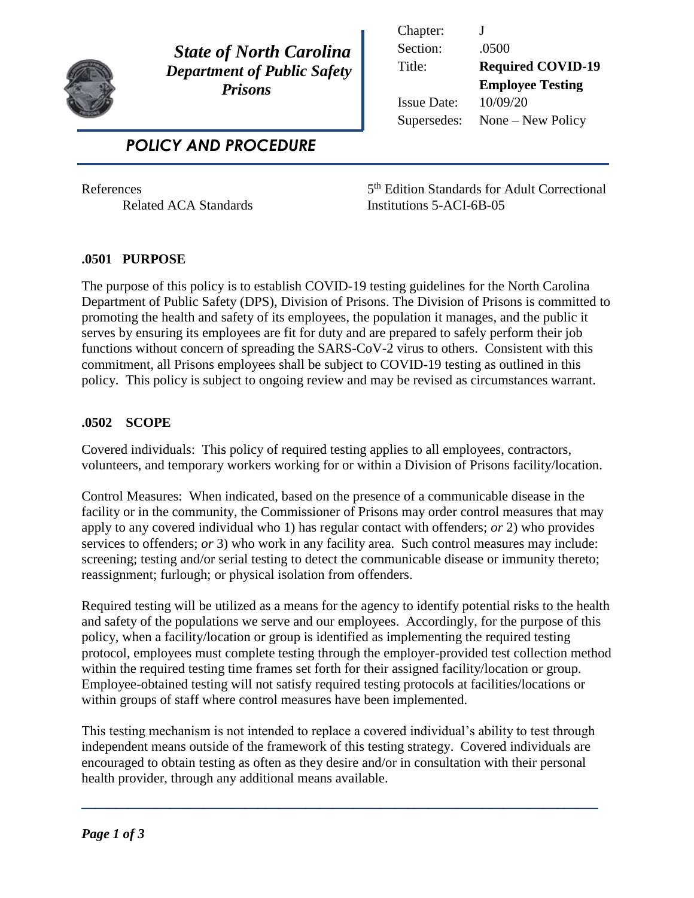**State of North Carolina**
***Department of Public Safety***
***Prisons***

| | |
|---|---|
| Chapter: | J |
| Section: | .0500 |
| Title: | **Required COVID-19 Employee Testing** |
| Issue Date: | 10/09/20 |
| Supersedes: | None – New Policy |

## *POLICY AND PROCEDURE*

References
Related ACA Standards

5th Edition Standards for Adult Correctional Institutions 5-ACI-6B-05

### .0501 PURPOSE

The purpose of this policy is to establish COVID-19 testing guidelines for the North Carolina Department of Public Safety (DPS), Division of Prisons. The Division of Prisons is committed to promoting the health and safety of its employees, the population it manages, and the public it serves by ensuring its employees are fit for duty and are prepared to safely perform their job functions without concern of spreading the SARS-CoV-2 virus to others. Consistent with this commitment, all Prisons employees shall be subject to COVID-19 testing as outlined in this policy. This policy is subject to ongoing review and may be revised as circumstances warrant.

### .0502 SCOPE

Covered individuals: This policy of required testing applies to all employees, contractors, volunteers, and temporary workers working for or within a Division of Prisons facility/location.

Control Measures: When indicated, based on the presence of a communicable disease in the facility or in the community, the Commissioner of Prisons may order control measures that may apply to any covered individual who 1) has regular contact with offenders; *or* 2) who provides services to offenders; *or* 3) who work in any facility area. Such control measures may include: screening; testing and/or serial testing to detect the communicable disease or immunity thereto; reassignment; furlough; or physical isolation from offenders.

Required testing will be utilized as a means for the agency to identify potential risks to the health and safety of the populations we serve and our employees. Accordingly, for the purpose of this policy, when a facility/location or group is identified as implementing the required testing protocol, employees must complete testing through the employer-provided test collection method within the required testing time frames set forth for their assigned facility/location or group. Employee-obtained testing will not satisfy required testing protocols at facilities/locations or within groups of staff where control measures have been implemented.

This testing mechanism is not intended to replace a covered individual's ability to test through independent means outside of the framework of this testing strategy. Covered individuals are encouraged to obtain testing as often as they desire and/or in consultation with their personal health provider, through any additional means available.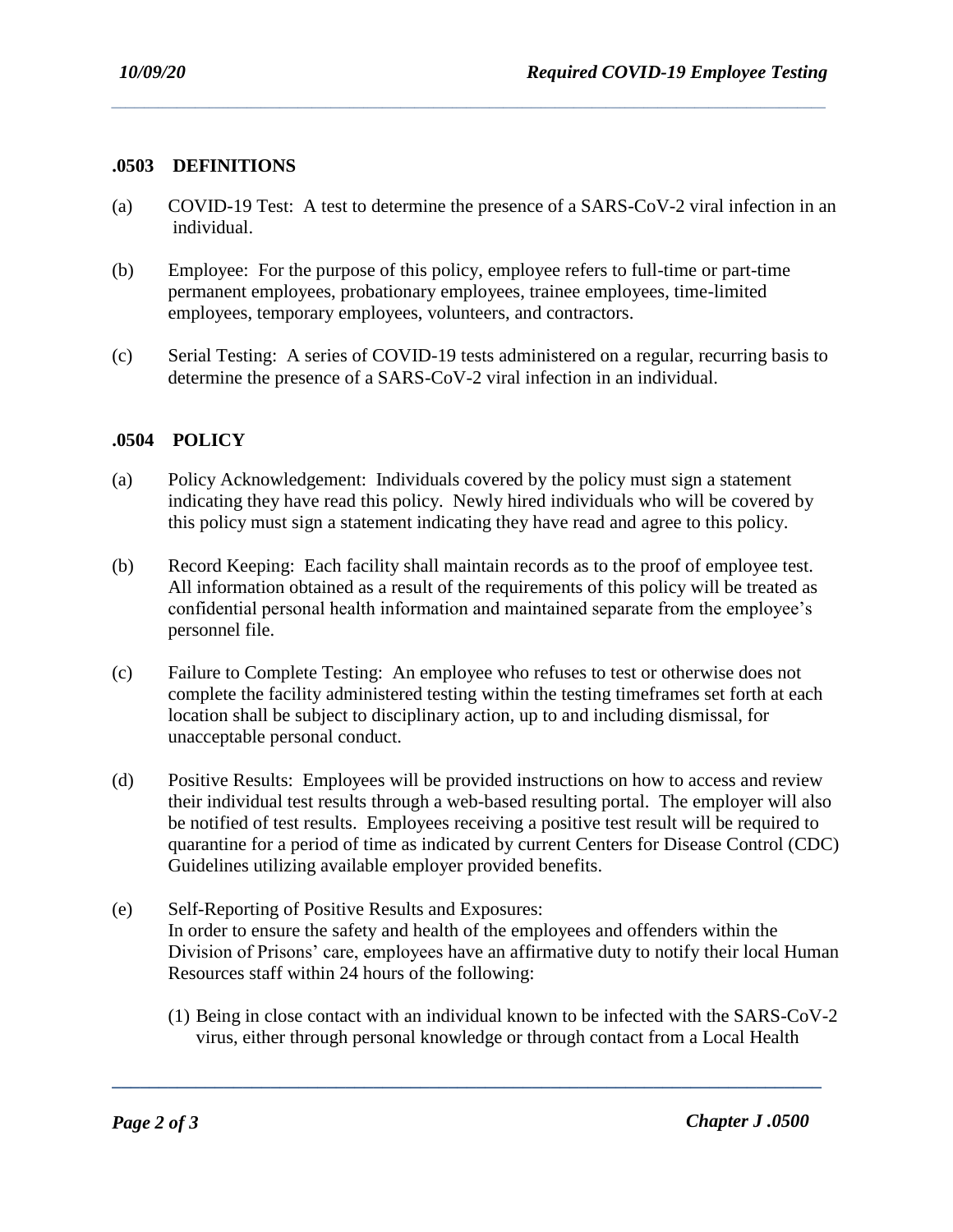### .0503 DEFINITIONS

(a) COVID-19 Test: A test to determine the presence of a SARS-CoV-2 viral infection in an individual.

(b) Employee: For the purpose of this policy, employee refers to full-time or part-time permanent employees, probationary employees, trainee employees, time-limited employees, temporary employees, volunteers, and contractors.

(c) Serial Testing: A series of COVID-19 tests administered on a regular, recurring basis to determine the presence of a SARS-CoV-2 viral infection in an individual.

### .0504 POLICY

(a) Policy Acknowledgement: Individuals covered by the policy must sign a statement indicating they have read this policy. Newly hired individuals who will be covered by this policy must sign a statement indicating they have read and agree to this policy.

(b) Record Keeping: Each facility shall maintain records as to the proof of employee test. All information obtained as a result of the requirements of this policy will be treated as confidential personal health information and maintained separate from the employee's personnel file.

(c) Failure to Complete Testing: An employee who refuses to test or otherwise does not complete the facility administered testing within the testing timeframes set forth at each location shall be subject to disciplinary action, up to and including dismissal, for unacceptable personal conduct.

(d) Positive Results: Employees will be provided instructions on how to access and review their individual test results through a web-based resulting portal. The employer will also be notified of test results. Employees receiving a positive test result will be required to quarantine for a period of time as indicated by current Centers for Disease Control (CDC) Guidelines utilizing available employer provided benefits.

(e) Self-Reporting of Positive Results and Exposures:
In order to ensure the safety and health of the employees and offenders within the Division of Prisons' care, employees have an affirmative duty to notify their local Human Resources staff within 24 hours of the following:

(1) Being in close contact with an individual known to be infected with the SARS-CoV-2 virus, either through personal knowledge or through contact from a Local Health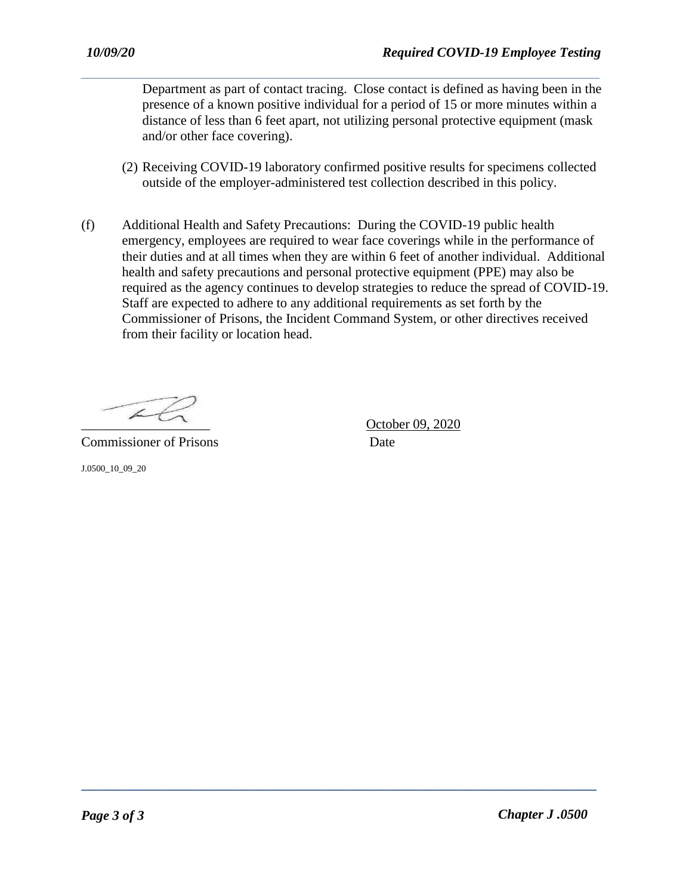Department as part of contact tracing. Close contact is defined as having been in the presence of a known positive individual for a period of 15 or more minutes within a distance of less than 6 feet apart, not utilizing personal protective equipment (mask and/or other face covering).

(2) Receiving COVID-19 laboratory confirmed positive results for specimens collected outside of the employer-administered test collection described in this policy.

(f) Additional Health and Safety Precautions: During the COVID-19 public health emergency, employees are required to wear face coverings while in the performance of their duties and at all times when they are within 6 feet of another individual. Additional health and safety precautions and personal protective equipment (PPE) may also be required as the agency continues to develop strategies to reduce the spread of COVID-19. Staff are expected to adhere to any additional requirements as set forth by the Commissioner of Prisons, the Incident Command System, or other directives received from their facility or location head.

\_\_\_\_\_\_\_\_\_\_\_\_\_\_\_\_\_\_\_\_ October 09, 2020

Commissioner of Prisons Date

J.0500_10_09_20